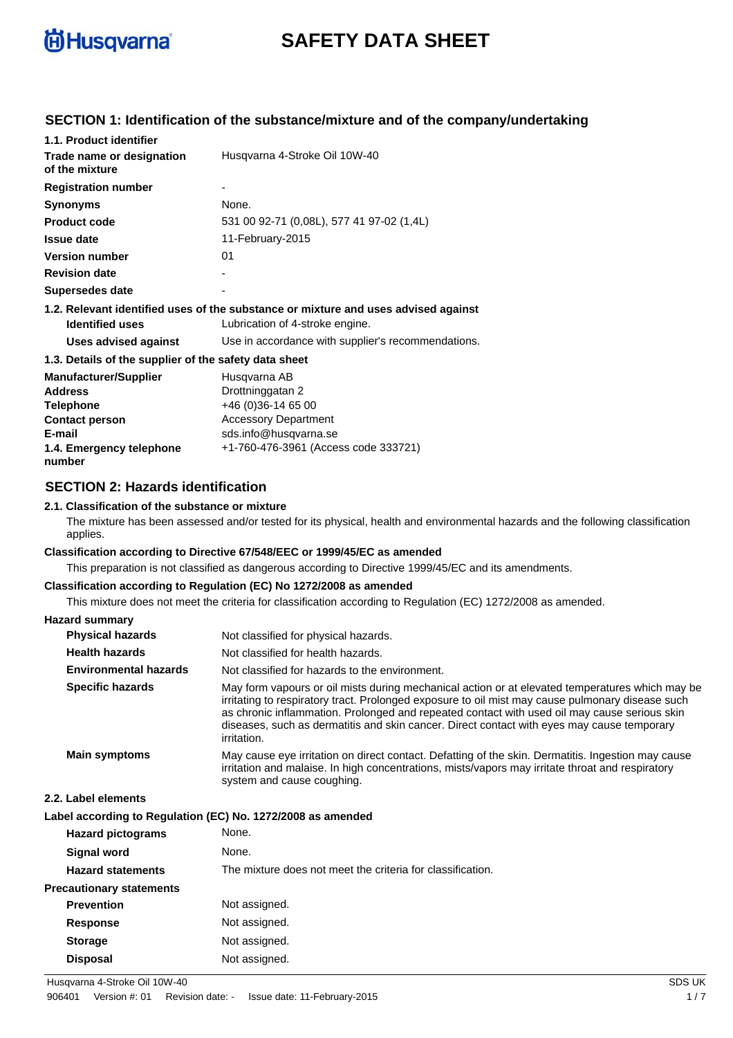# SAFETY DATA SHEET

## SECTION 1: Identification of the substance/mixture and of the company/undertaking

### 1.1. Product identifier

| | |
|---|---|
| **Trade name or designation of the mixture** | Husqvarna 4-Stroke Oil 10W-40 |
| **Registration number** | - |
| **Synonyms** | None. |
| **Product code** | 531 00 92-71 (0,08L), 577 41 97-02 (1,4L) |
| **Issue date** | 11-February-2015 |
| **Version number** | 01 |
| **Revision date** | - |
| **Supersedes date** | - |

### 1.2. Relevant identified uses of the substance or mixture and uses advised against

| | |
|---|---|
| **Identified uses** | Lubrication of 4-stroke engine. |
| **Uses advised against** | Use in accordance with supplier's recommendations. |

### 1.3. Details of the supplier of the safety data sheet

| | |
|---|---|
| **Manufacturer/Supplier** | Husqvarna AB |
| **Address** | Drottninggatan 2 |
| **Telephone** | +46 (0)36-14 65 00 |
| **Contact person** | Accessory Department |
| **E-mail** | sds.info@husqvarna.se |
| **1.4. Emergency telephone number** | +1-760-476-3961 (Access code 333721) |

## SECTION 2: Hazards identification

### 2.1. Classification of the substance or mixture

The mixture has been assessed and/or tested for its physical, health and environmental hazards and the following classification applies.

**Classification according to Directive 67/548/EEC or 1999/45/EC as amended**

This preparation is not classified as dangerous according to Directive 1999/45/EC and its amendments.

**Classification according to Regulation (EC) No 1272/2008 as amended**

This mixture does not meet the criteria for classification according to Regulation (EC) 1272/2008 as amended.

**Hazard summary**

| | |
|---|---|
| **Physical hazards** | Not classified for physical hazards. |
| **Health hazards** | Not classified for health hazards. |
| **Environmental hazards** | Not classified for hazards to the environment. |
| **Specific hazards** | May form vapours or oil mists during mechanical action or at elevated temperatures which may be irritating to respiratory tract. Prolonged exposure to oil mist may cause pulmonary disease such as chronic inflammation. Prolonged and repeated contact with used oil may cause serious skin diseases, such as dermatitis and skin cancer. Direct contact with eyes may cause temporary irritation. |
| **Main symptoms** | May cause eye irritation on direct contact. Defatting of the skin. Dermatitis. Ingestion may cause irritation and malaise. In high concentrations, mists/vapors may irritate throat and respiratory system and cause coughing. |

### 2.2. Label elements

**Label according to Regulation (EC) No. 1272/2008 as amended**

| | |
|---|---|
| **Hazard pictograms** | None. |
| **Signal word** | None. |
| **Hazard statements** | The mixture does not meet the criteria for classification. |

**Precautionary statements**

| | |
|---|---|
| **Prevention** | Not assigned. |
| **Response** | Not assigned. |
| **Storage** | Not assigned. |
| **Disposal** | Not assigned. |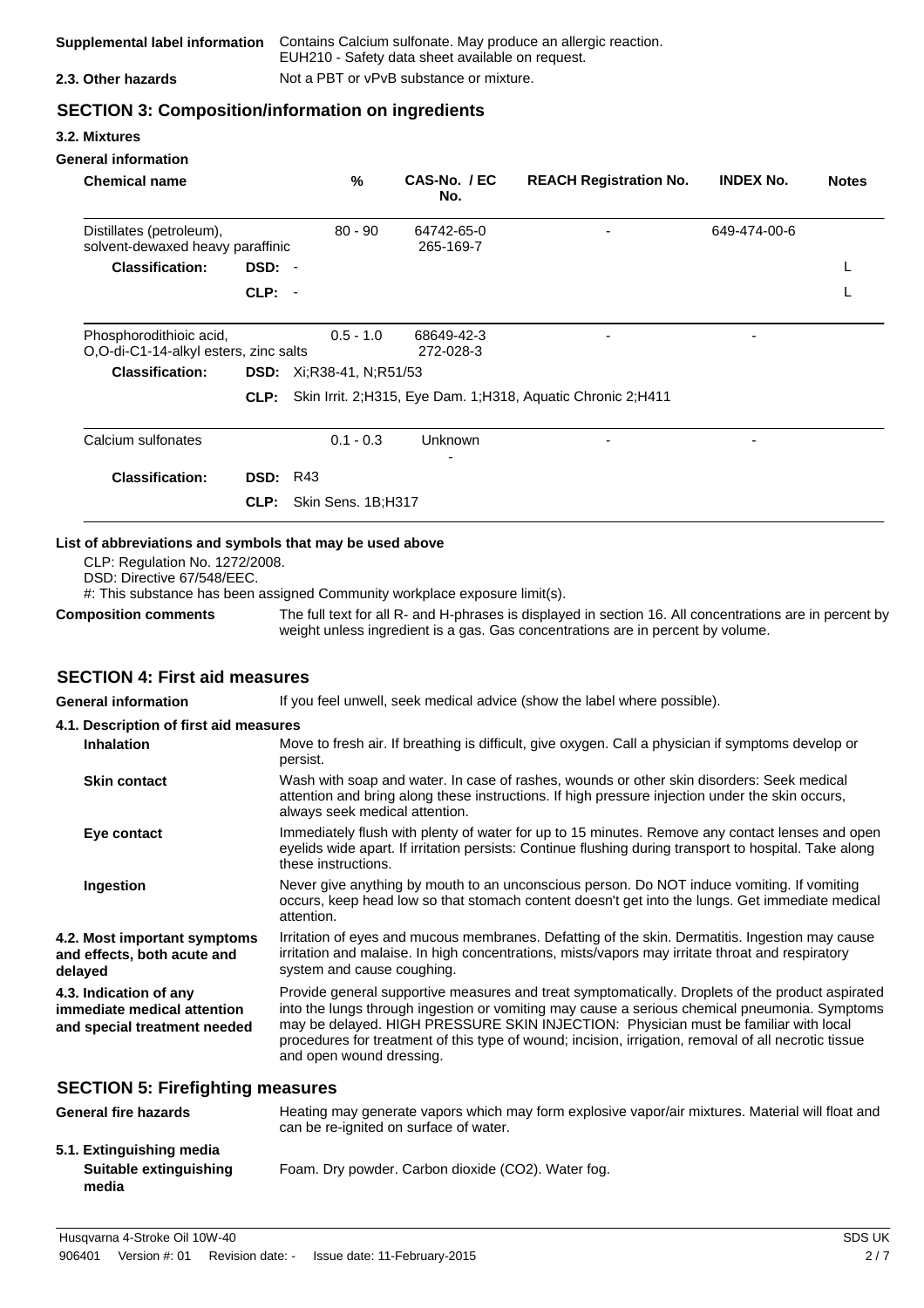| | |
|---|---|
| **Supplemental label information** | Contains Calcium sulfonate. May produce an allergic reaction. EUH210 - Safety data sheet available on request. |
| **2.3. Other hazards** | Not a PBT or vPvB substance or mixture. |

## SECTION 3: Composition/information on ingredients

### 3.2. Mixtures

**General information**

| Chemical name | | % | CAS-No. / EC No. | REACH Registration No. | INDEX No. | Notes |
|---|---|---|---|---|---|---|
| Distillates (petroleum), solvent-dewaxed heavy paraffinic | | 80 - 90 | 64742-65-0 265-169-7 | - | 649-474-00-6 | |
| **Classification:** | **DSD:** - | | | | | L |
| | **CLP:** - | | | | | L |
| Phosphorodithioic acid, O,O-di-C1-14-alkyl esters, zinc salts | | 0.5 - 1.0 | 68649-42-3 272-028-3 | - | - | |
| **Classification:** | **DSD:** Xi;R38-41, N;R51/53 | | | | | |
| | **CLP:** Skin Irrit. 2;H315, Eye Dam. 1;H318, Aquatic Chronic 2;H411 | | | | | |
| Calcium sulfonates | | 0.1 - 0.3 | Unknown - | - | - | |
| **Classification:** | **DSD:** R43 | | | | | |
| | **CLP:** Skin Sens. 1B;H317 | | | | | |

**List of abbreviations and symbols that may be used above**

CLP: Regulation No. 1272/2008.
DSD: Directive 67/548/EEC.
#: This substance has been assigned Community workplace exposure limit(s).

| | |
|---|---|
| **Composition comments** | The full text for all R- and H-phrases is displayed in section 16. All concentrations are in percent by weight unless ingredient is a gas. Gas concentrations are in percent by volume. |

## SECTION 4: First aid measures

| | |
|---|---|
| **General information** | If you feel unwell, seek medical advice (show the label where possible). |

**4.1. Description of first aid measures**

| | |
|---|---|
| **Inhalation** | Move to fresh air. If breathing is difficult, give oxygen. Call a physician if symptoms develop or persist. |
| **Skin contact** | Wash with soap and water. In case of rashes, wounds or other skin disorders: Seek medical attention and bring along these instructions. If high pressure injection under the skin occurs, always seek medical attention. |
| **Eye contact** | Immediately flush with plenty of water for up to 15 minutes. Remove any contact lenses and open eyelids wide apart. If irritation persists: Continue flushing during transport to hospital. Take along these instructions. |
| **Ingestion** | Never give anything by mouth to an unconscious person. Do NOT induce vomiting. If vomiting occurs, keep head low so that stomach content doesn't get into the lungs. Get immediate medical attention. |
| **4.2. Most important symptoms and effects, both acute and delayed** | Irritation of eyes and mucous membranes. Defatting of the skin. Dermatitis. Ingestion may cause irritation and malaise. In high concentrations, mists/vapors may irritate throat and respiratory system and cause coughing. |
| **4.3. Indication of any immediate medical attention and special treatment needed** | Provide general supportive measures and treat symptomatically. Droplets of the product aspirated into the lungs through ingestion or vomiting may cause a serious chemical pneumonia. Symptoms may be delayed. HIGH PRESSURE SKIN INJECTION: Physician must be familiar with local procedures for treatment of this type of wound; incision, irrigation, removal of all necrotic tissue and open wound dressing. |

## SECTION 5: Firefighting measures

| | |
|---|---|
| **General fire hazards** | Heating may generate vapors which may form explosive vapor/air mixtures. Material will float and can be re-ignited on surface of water. |

**5.1. Extinguishing media**

| | |
|---|---|
| **Suitable extinguishing media** | Foam. Dry powder. Carbon dioxide ($CO_2$). Water fog. |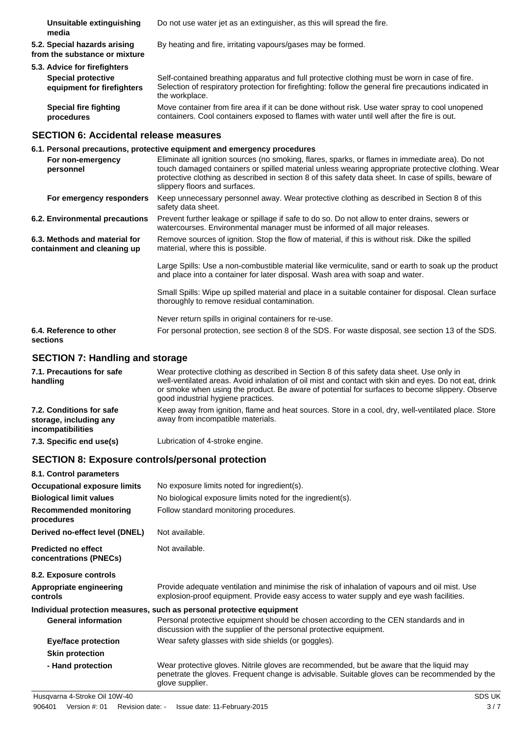| | |
|---|---|
| **Unsuitable extinguishing media** | Do not use water jet as an extinguisher, as this will spread the fire. |
| **5.2. Special hazards arising from the substance or mixture** | By heating and fire, irritating vapours/gases may be formed. |
| **5.3. Advice for firefighters** | |
| **Special protective equipment for firefighters** | Self-contained breathing apparatus and full protective clothing must be worn in case of fire. Selection of respiratory protection for firefighting: follow the general fire precautions indicated in the workplace. |
| **Special fire fighting procedures** | Move container from fire area if it can be done without risk. Use water spray to cool unopened containers. Cool containers exposed to flames with water until well after the fire is out. |

## SECTION 6: Accidental release measures

**6.1. Personal precautions, protective equipment and emergency procedures**

| | |
|---|---|
| **For non-emergency personnel** | Eliminate all ignition sources (no smoking, flares, sparks, or flames in immediate area). Do not touch damaged containers or spilled material unless wearing appropriate protective clothing. Wear protective clothing as described in section 8 of this safety data sheet. In case of spills, beware of slippery floors and surfaces. |
| **For emergency responders** | Keep unnecessary personnel away. Wear protective clothing as described in Section 8 of this safety data sheet. |
| **6.2. Environmental precautions** | Prevent further leakage or spillage if safe to do so. Do not allow to enter drains, sewers or watercourses. Environmental manager must be informed of all major releases. |
| **6.3. Methods and material for containment and cleaning up** | Remove sources of ignition. Stop the flow of material, if this is without risk. Dike the spilled material, where this is possible.<br><br>Large Spills: Use a non-combustible material like vermiculite, sand or earth to soak up the product and place into a container for later disposal. Wash area with soap and water.<br><br>Small Spills: Wipe up spilled material and place in a suitable container for disposal. Clean surface thoroughly to remove residual contamination.<br><br>Never return spills in original containers for re-use. |
| **6.4. Reference to other sections** | For personal protection, see section 8 of the SDS. For waste disposal, see section 13 of the SDS. |

## SECTION 7: Handling and storage

| | |
|---|---|
| **7.1. Precautions for safe handling** | Wear protective clothing as described in Section 8 of this safety data sheet. Use only in well-ventilated areas. Avoid inhalation of oil mist and contact with skin and eyes. Do not eat, drink or smoke when using the product. Be aware of potential for surfaces to become slippery. Observe good industrial hygiene practices. |
| **7.2. Conditions for safe storage, including any incompatibilities** | Keep away from ignition, flame and heat sources. Store in a cool, dry, well-ventilated place. Store away from incompatible materials. |
| **7.3. Specific end use(s)** | Lubrication of 4-stroke engine. |

## SECTION 8: Exposure controls/personal protection

| | |
|---|---|
| **8.1. Control parameters** | |
| **Occupational exposure limits** | No exposure limits noted for ingredient(s). |
| **Biological limit values** | No biological exposure limits noted for the ingredient(s). |
| **Recommended monitoring procedures** | Follow standard monitoring procedures. |
| **Derived no-effect level (DNEL)** | Not available. |
| **Predicted no effect concentrations (PNECs)** | Not available. |
| **8.2. Exposure controls** | |
| **Appropriate engineering controls** | Provide adequate ventilation and minimise the risk of inhalation of vapours and oil mist. Use explosion-proof equipment. Provide easy access to water supply and eye wash facilities. |

**Individual protection measures, such as personal protective equipment**

| | |
|---|---|
| **General information** | Personal protective equipment should be chosen according to the CEN standards and in discussion with the supplier of the personal protective equipment. |
| **Eye/face protection** | Wear safety glasses with side shields (or goggles). |
| **Skin protection** | |
| **- Hand protection** | Wear protective gloves. Nitrile gloves are recommended, but be aware that the liquid may penetrate the gloves. Frequent change is advisable. Suitable gloves can be recommended by the glove supplier. |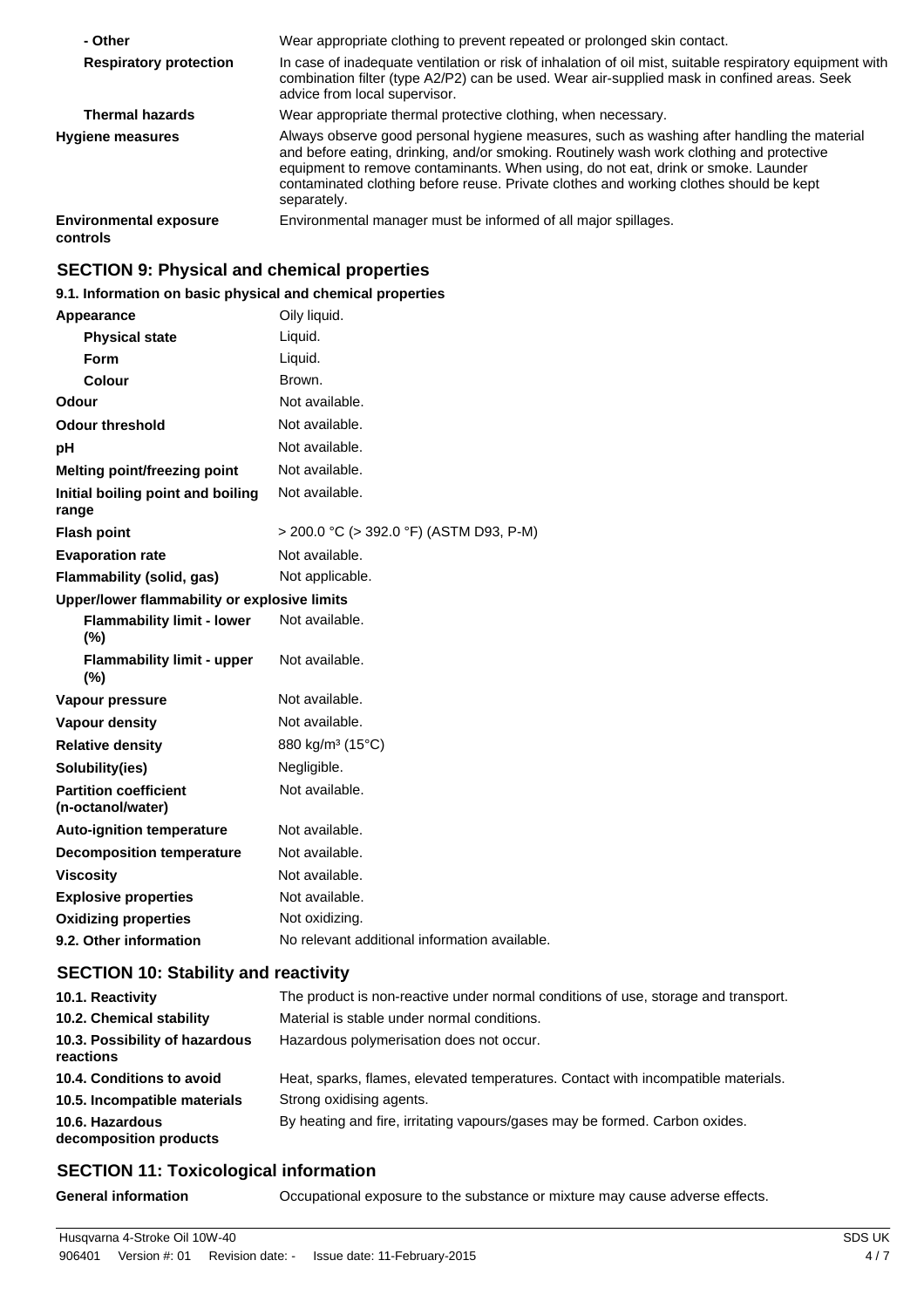| | |
|---|---|
| **- Other** | Wear appropriate clothing to prevent repeated or prolonged skin contact. |
| **Respiratory protection** | In case of inadequate ventilation or risk of inhalation of oil mist, suitable respiratory equipment with combination filter (type A2/P2) can be used. Wear air-supplied mask in confined areas. Seek advice from local supervisor. |
| **Thermal hazards** | Wear appropriate thermal protective clothing, when necessary. |
| **Hygiene measures** | Always observe good personal hygiene measures, such as washing after handling the material and before eating, drinking, and/or smoking. Routinely wash work clothing and protective equipment to remove contaminants. When using, do not eat, drink or smoke. Launder contaminated clothing before reuse. Private clothes and working clothes should be kept separately. |
| **Environmental exposure controls** | Environmental manager must be informed of all major spillages. |

## SECTION 9: Physical and chemical properties

### 9.1. Information on basic physical and chemical properties

| | |
|---|---|
| **Appearance** | Oily liquid. |
| **Physical state** | Liquid. |
| **Form** | Liquid. |
| **Colour** | Brown. |
| **Odour** | Not available. |
| **Odour threshold** | Not available. |
| **pH** | Not available. |
| **Melting point/freezing point** | Not available. |
| **Initial boiling point and boiling range** | Not available. |
| **Flash point** | > 200.0 °C (> 392.0 °F) (ASTM D93, P-M) |
| **Evaporation rate** | Not available. |
| **Flammability (solid, gas)** | Not applicable. |
| **Upper/lower flammability or explosive limits** | |
| **Flammability limit - lower (%)** | Not available. |
| **Flammability limit - upper (%)** | Not available. |
| **Vapour pressure** | Not available. |
| **Vapour density** | Not available. |
| **Relative density** | 880 kg/m³ (15°C) |
| **Solubility(ies)** | Negligible. |
| **Partition coefficient (n-octanol/water)** | Not available. |
| **Auto-ignition temperature** | Not available. |
| **Decomposition temperature** | Not available. |
| **Viscosity** | Not available. |
| **Explosive properties** | Not available. |
| **Oxidizing properties** | Not oxidizing. |
| **9.2. Other information** | No relevant additional information available. |

## SECTION 10: Stability and reactivity

| | |
|---|---|
| **10.1. Reactivity** | The product is non-reactive under normal conditions of use, storage and transport. |
| **10.2. Chemical stability** | Material is stable under normal conditions. |
| **10.3. Possibility of hazardous reactions** | Hazardous polymerisation does not occur. |
| **10.4. Conditions to avoid** | Heat, sparks, flames, elevated temperatures. Contact with incompatible materials. |
| **10.5. Incompatible materials** | Strong oxidising agents. |
| **10.6. Hazardous decomposition products** | By heating and fire, irritating vapours/gases may be formed. Carbon oxides. |

## SECTION 11: Toxicological information

| | |
|---|---|
| **General information** | Occupational exposure to the substance or mixture may cause adverse effects. |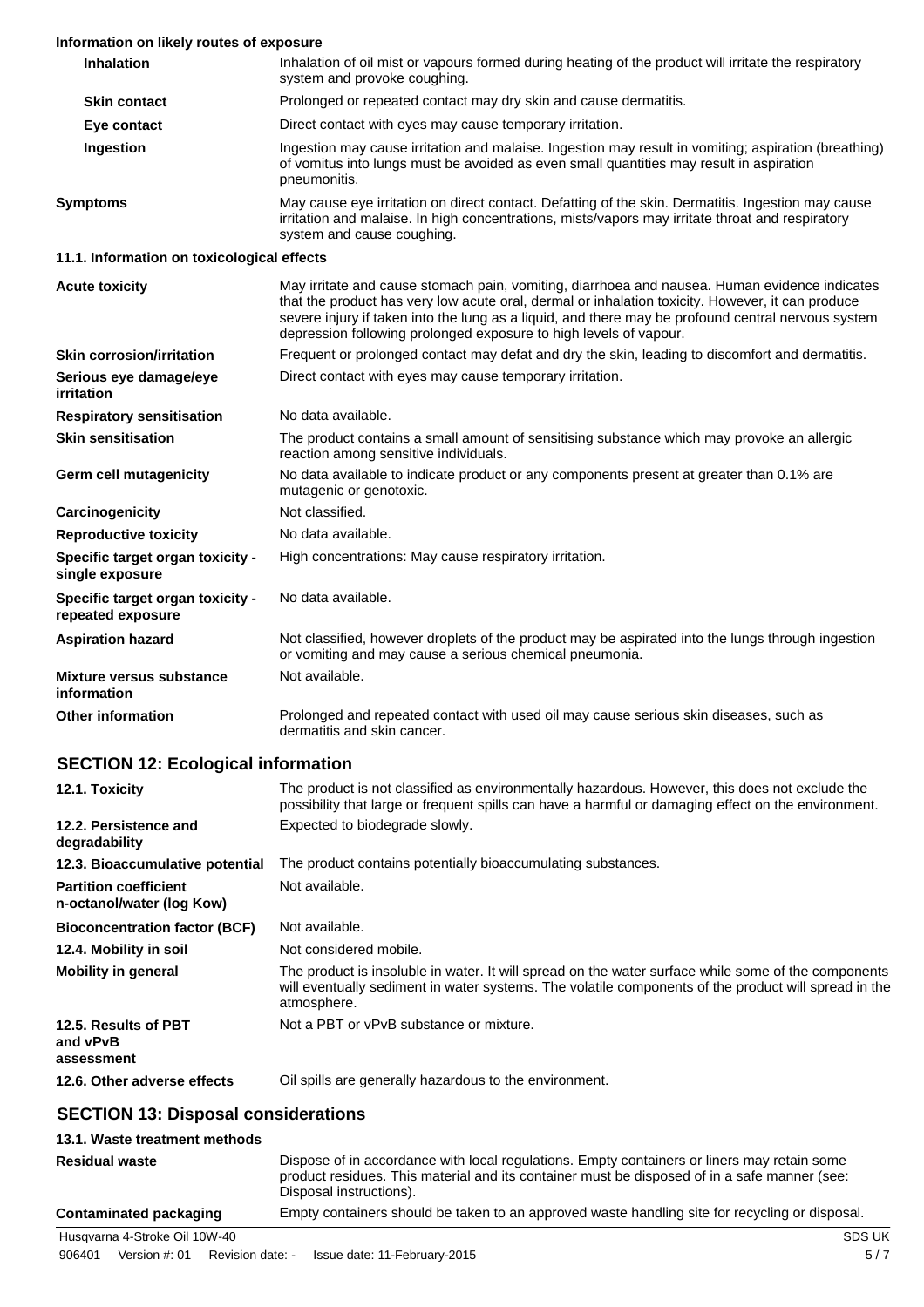**Information on likely routes of exposure**

| | |
|---|---|
| **Inhalation** | Inhalation of oil mist or vapours formed during heating of the product will irritate the respiratory system and provoke coughing. |
| **Skin contact** | Prolonged or repeated contact may dry skin and cause dermatitis. |
| **Eye contact** | Direct contact with eyes may cause temporary irritation. |
| **Ingestion** | Ingestion may cause irritation and malaise. Ingestion may result in vomiting; aspiration (breathing) of vomitus into lungs must be avoided as even small quantities may result in aspiration pneumonitis. |
| **Symptoms** | May cause eye irritation on direct contact. Defatting of the skin. Dermatitis. Ingestion may cause irritation and malaise. In high concentrations, mists/vapors may irritate throat and respiratory system and cause coughing. |

**11.1. Information on toxicological effects**

| | |
|---|---|
| **Acute toxicity** | May irritate and cause stomach pain, vomiting, diarrhoea and nausea. Human evidence indicates that the product has very low acute oral, dermal or inhalation toxicity. However, it can produce severe injury if taken into the lung as a liquid, and there may be profound central nervous system depression following prolonged exposure to high levels of vapour. |
| **Skin corrosion/irritation** | Frequent or prolonged contact may defat and dry the skin, leading to discomfort and dermatitis. |
| **Serious eye damage/eye irritation** | Direct contact with eyes may cause temporary irritation. |
| **Respiratory sensitisation** | No data available. |
| **Skin sensitisation** | The product contains a small amount of sensitising substance which may provoke an allergic reaction among sensitive individuals. |
| **Germ cell mutagenicity** | No data available to indicate product or any components present at greater than 0.1% are mutagenic or genotoxic. |
| **Carcinogenicity** | Not classified. |
| **Reproductive toxicity** | No data available. |
| **Specific target organ toxicity - single exposure** | High concentrations: May cause respiratory irritation. |
| **Specific target organ toxicity - repeated exposure** | No data available. |
| **Aspiration hazard** | Not classified, however droplets of the product may be aspirated into the lungs through ingestion or vomiting and may cause a serious chemical pneumonia. |
| **Mixture versus substance information** | Not available. |
| **Other information** | Prolonged and repeated contact with used oil may cause serious skin diseases, such as dermatitis and skin cancer. |

## SECTION 12: Ecological information

| | |
|---|---|
| **12.1. Toxicity** | The product is not classified as environmentally hazardous. However, this does not exclude the possibility that large or frequent spills can have a harmful or damaging effect on the environment. |
| **12.2. Persistence and degradability** | Expected to biodegrade slowly. |
| **12.3. Bioaccumulative potential** | The product contains potentially bioaccumulating substances. |
| **Partition coefficient n-octanol/water (log Kow)** | Not available. |
| **Bioconcentration factor (BCF)** | Not available. |
| **12.4. Mobility in soil** | Not considered mobile. |
| **Mobility in general** | The product is insoluble in water. It will spread on the water surface while some of the components will eventually sediment in water systems. The volatile components of the product will spread in the atmosphere. |
| **12.5. Results of PBT and vPvB assessment** | Not a PBT or vPvB substance or mixture. |
| **12.6. Other adverse effects** | Oil spills are generally hazardous to the environment. |

## SECTION 13: Disposal considerations

**13.1. Waste treatment methods**

| | |
|---|---|
| **Residual waste** | Dispose of in accordance with local regulations. Empty containers or liners may retain some product residues. This material and its container must be disposed of in a safe manner (see: Disposal instructions). |
| **Contaminated packaging** | Empty containers should be taken to an approved waste handling site for recycling or disposal. |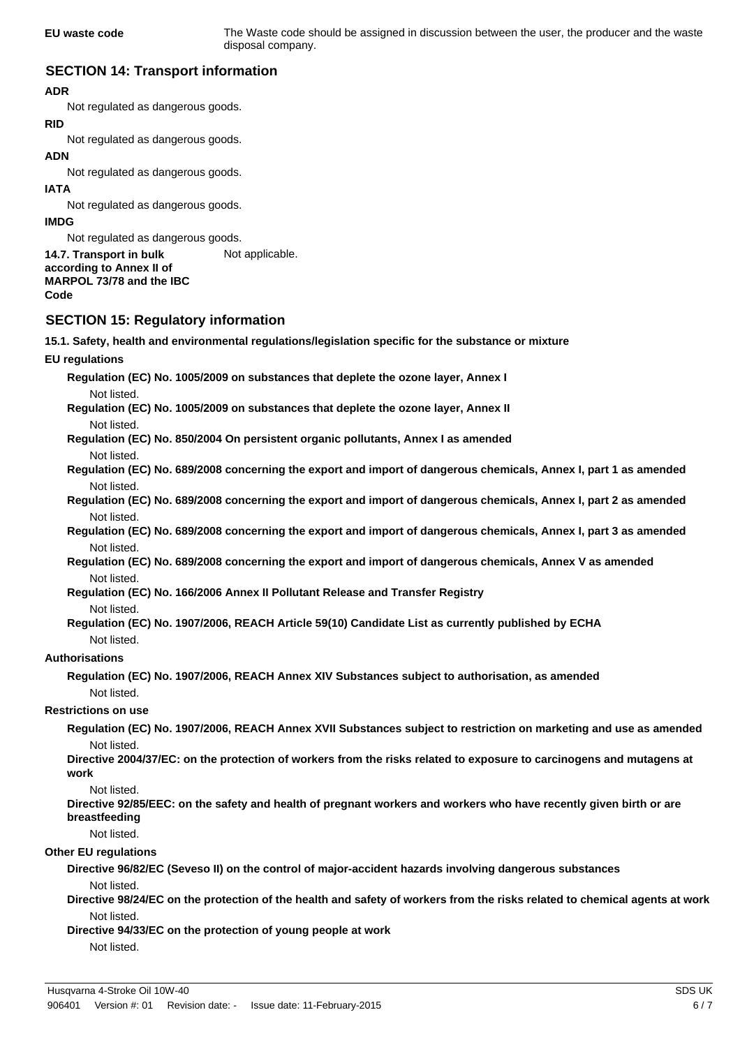**EU waste code** The Waste code should be assigned in discussion between the user, the producer and the waste disposal company.

## SECTION 14: Transport information

**ADR**

Not regulated as dangerous goods.

**RID**

Not regulated as dangerous goods.

**ADN**

Not regulated as dangerous goods.

**IATA**

Not regulated as dangerous goods.

**IMDG**

Not regulated as dangerous goods.

**14.7. Transport in bulk according to Annex II of MARPOL 73/78 and the IBC Code** Not applicable.

## SECTION 15: Regulatory information

**15.1. Safety, health and environmental regulations/legislation specific for the substance or mixture**

**EU regulations**

**Regulation (EC) No. 1005/2009 on substances that deplete the ozone layer, Annex I**

Not listed.

**Regulation (EC) No. 1005/2009 on substances that deplete the ozone layer, Annex II**

Not listed.

**Regulation (EC) No. 850/2004 On persistent organic pollutants, Annex I as amended**

Not listed.

**Regulation (EC) No. 689/2008 concerning the export and import of dangerous chemicals, Annex I, part 1 as amended**

Not listed.

**Regulation (EC) No. 689/2008 concerning the export and import of dangerous chemicals, Annex I, part 2 as amended**

Not listed.

**Regulation (EC) No. 689/2008 concerning the export and import of dangerous chemicals, Annex I, part 3 as amended**

Not listed.

**Regulation (EC) No. 689/2008 concerning the export and import of dangerous chemicals, Annex V as amended**

Not listed.

**Regulation (EC) No. 166/2006 Annex II Pollutant Release and Transfer Registry**

Not listed.

**Regulation (EC) No. 1907/2006, REACH Article 59(10) Candidate List as currently published by ECHA**

Not listed.

**Authorisations**

**Regulation (EC) No. 1907/2006, REACH Annex XIV Substances subject to authorisation, as amended**

Not listed.

**Restrictions on use**

**Regulation (EC) No. 1907/2006, REACH Annex XVII Substances subject to restriction on marketing and use as amended**

Not listed.

**Directive 2004/37/EC: on the protection of workers from the risks related to exposure to carcinogens and mutagens at work**

Not listed.

**Directive 92/85/EEC: on the safety and health of pregnant workers and workers who have recently given birth or are breastfeeding**

Not listed.

**Other EU regulations**

**Directive 96/82/EC (Seveso II) on the control of major-accident hazards involving dangerous substances**

Not listed.

**Directive 98/24/EC on the protection of the health and safety of workers from the risks related to chemical agents at work**

Not listed.

**Directive 94/33/EC on the protection of young people at work**

Not listed.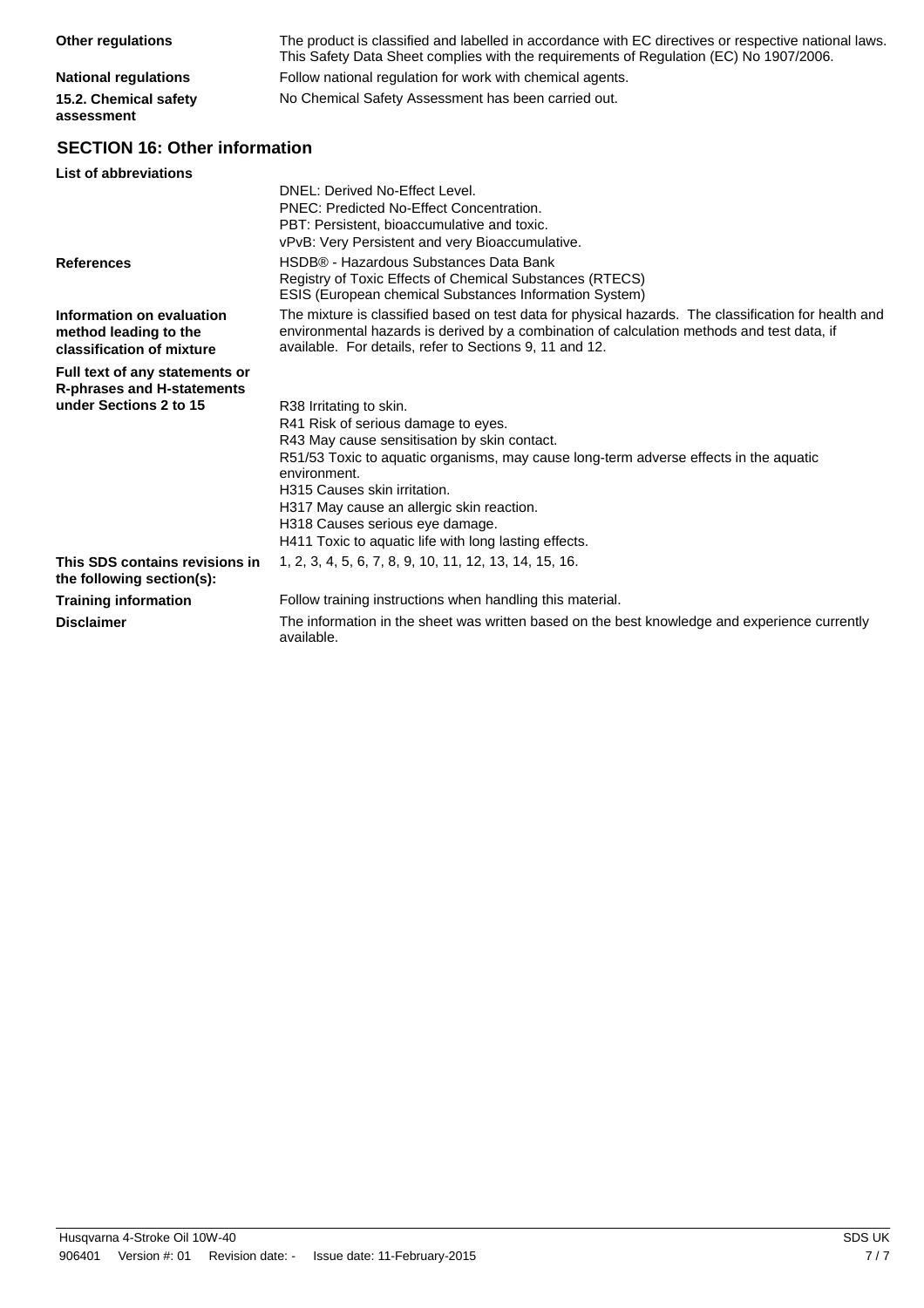**Other regulations**

The product is classified and labelled in accordance with EC directives or respective national laws. This Safety Data Sheet complies with the requirements of Regulation (EC) No 1907/2006.

**National regulations**

Follow national regulation for work with chemical agents.

**15.2. Chemical safety assessment**

No Chemical Safety Assessment has been carried out.

## SECTION 16: Other information

**List of abbreviations**

DNEL: Derived No-Effect Level.
PNEC: Predicted No-Effect Concentration.
PBT: Persistent, bioaccumulative and toxic.
vPvB: Very Persistent and very Bioaccumulative.

**References**

HSDB® - Hazardous Substances Data Bank
Registry of Toxic Effects of Chemical Substances (RTECS)
ESIS (European chemical Substances Information System)

**Information on evaluation method leading to the classification of mixture**

The mixture is classified based on test data for physical hazards. The classification for health and environmental hazards is derived by a combination of calculation methods and test data, if available. For details, refer to Sections 9, 11 and 12.

**Full text of any statements or R-phrases and H-statements under Sections 2 to 15**

R38 Irritating to skin.
R41 Risk of serious damage to eyes.
R43 May cause sensitisation by skin contact.
R51/53 Toxic to aquatic organisms, may cause long-term adverse effects in the aquatic environment.
H315 Causes skin irritation.
H317 May cause an allergic skin reaction.
H318 Causes serious eye damage.
H411 Toxic to aquatic life with long lasting effects.

**This SDS contains revisions in the following section(s):**

1, 2, 3, 4, 5, 6, 7, 8, 9, 10, 11, 12, 13, 14, 15, 16.

**Training information**

Follow training instructions when handling this material.

**Disclaimer**

The information in the sheet was written based on the best knowledge and experience currently available.